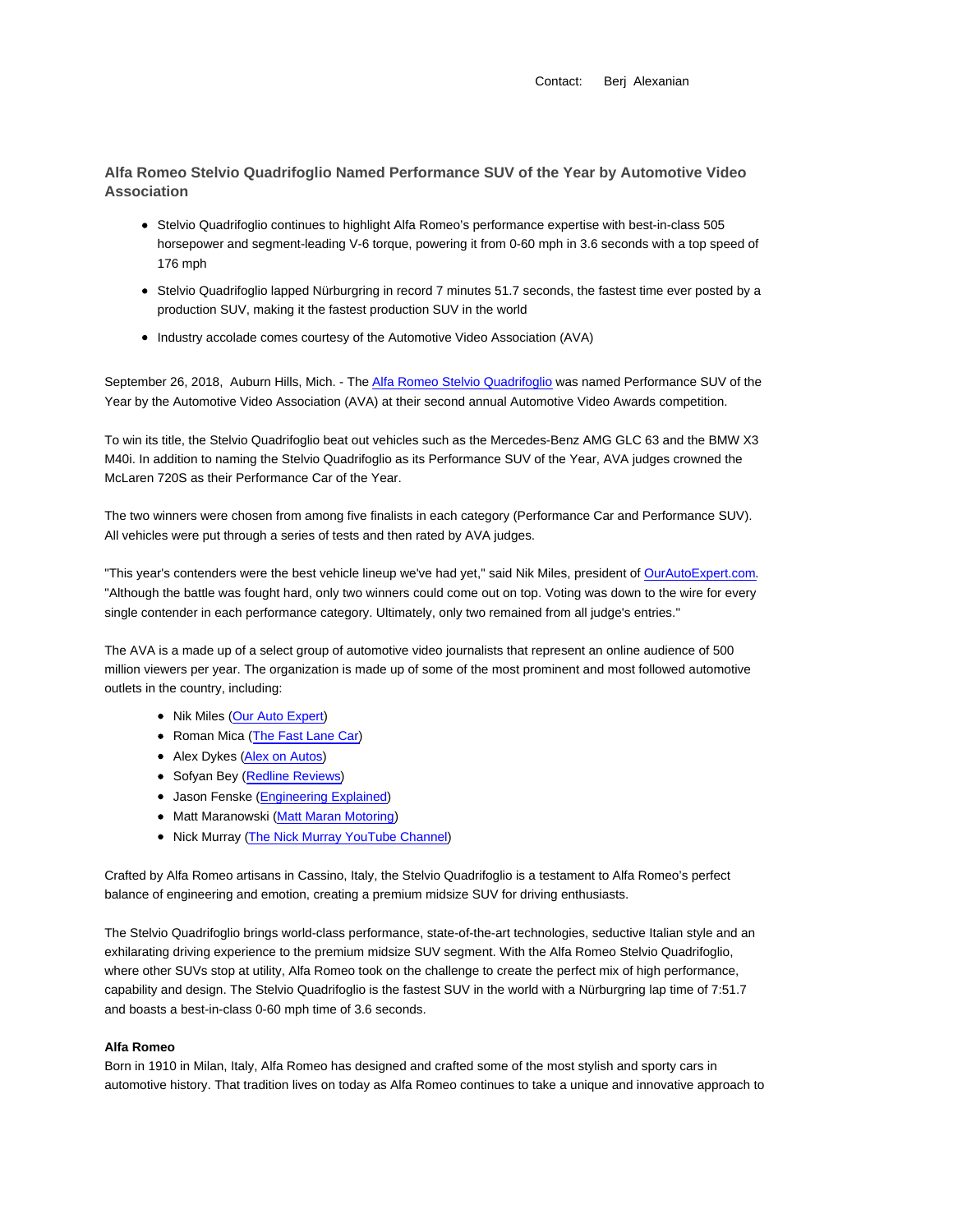Contact: Berj Alexanian

## Alfa Romeo Stelvio Quadrifoglio Named Performance SUV of the Year by Automotive Video Association

- Stelvio Quadrifoglio continues to highlight Alfa Romeo's performance expertise with best-in-class 505 horsepower and segment-leading V-6 torque, powering it from 0-60 mph in 3.6 seconds with a top speed of 176 mph
- Stelvio Quadrifoglio lapped Nürburgring in record 7 minutes 51.7 seconds, the fastest time ever posted by a production SUV, making it the fastest production SUV in the world
- Industry accolade comes courtesy of the Automotive Video Association (AVA)

September 26, 2018, Auburn Hills, Mich. - The [Alfa Romeo Stelvio Quadrifoglio]() was named Performance SUV of the Year by the Automotive Video Association (AVA) at their second annual Automotive Video Awards competition.

To win its title, the Stelvio Quadrifoglio beat out vehicles such as the Mercedes-Benz AMG GLC 63 and the BMW X3 M40i. In addition to naming the Stelvio Quadrifoglio as its Performance SUV of the Year, AVA judges crowned the McLaren 720S as their Performance Car of the Year.

The two winners were chosen from among five finalists in each category (Performance Car and Performance SUV). All vehicles were put through a series of tests and then rated by AVA judges.

"This year's contenders were the best vehicle lineup we've had yet," said Nik Miles, president of [OurAutoExpert.com](). "Although the battle was fought hard, only two winners could come out on top. Voting was down to the wire for every single contender in each performance category. Ultimately, only two remained from all judge's entries."

The AVA is a made up of a select group of automotive video journalists that represent an online audience of 500 million viewers per year. The organization is made up of some of the most prominent and most followed automotive outlets in the country, including:

- Nik Miles ([Our Auto Expert]())
- Roman Mica ([The Fast Lane Car]())
- Alex Dykes ([Alex on Autos]())
- Sofyan Bey ([Redline Reviews]())
- Jason Fenske ([Engineering Explained]())
- Matt Maranowski ([Matt Maran Motoring]())
- Nick Murray ([The Nick Murray YouTube Channel]())

Crafted by Alfa Romeo artisans in Cassino, Italy, the Stelvio Quadrifoglio is a testament to Alfa Romeo's perfect balance of engineering and emotion, creating a premium midsize SUV for driving enthusiasts.

The Stelvio Quadrifoglio brings world-class performance, state-of-the-art technologies, seductive Italian style and an exhilarating driving experience to the premium midsize SUV segment. With the Alfa Romeo Stelvio Quadrifoglio, where other SUVs stop at utility, Alfa Romeo took on the challenge to create the perfect mix of high performance, capability and design. The Stelvio Quadrifoglio is the fastest SUV in the world with a Nürburgring lap time of 7:51.7 and boasts a best-in-class 0-60 mph time of 3.6 seconds.

**Alfa Romeo**

Born in 1910 in Milan, Italy, Alfa Romeo has designed and crafted some of the most stylish and sporty cars in automotive history. That tradition lives on today as Alfa Romeo continues to take a unique and innovative approach to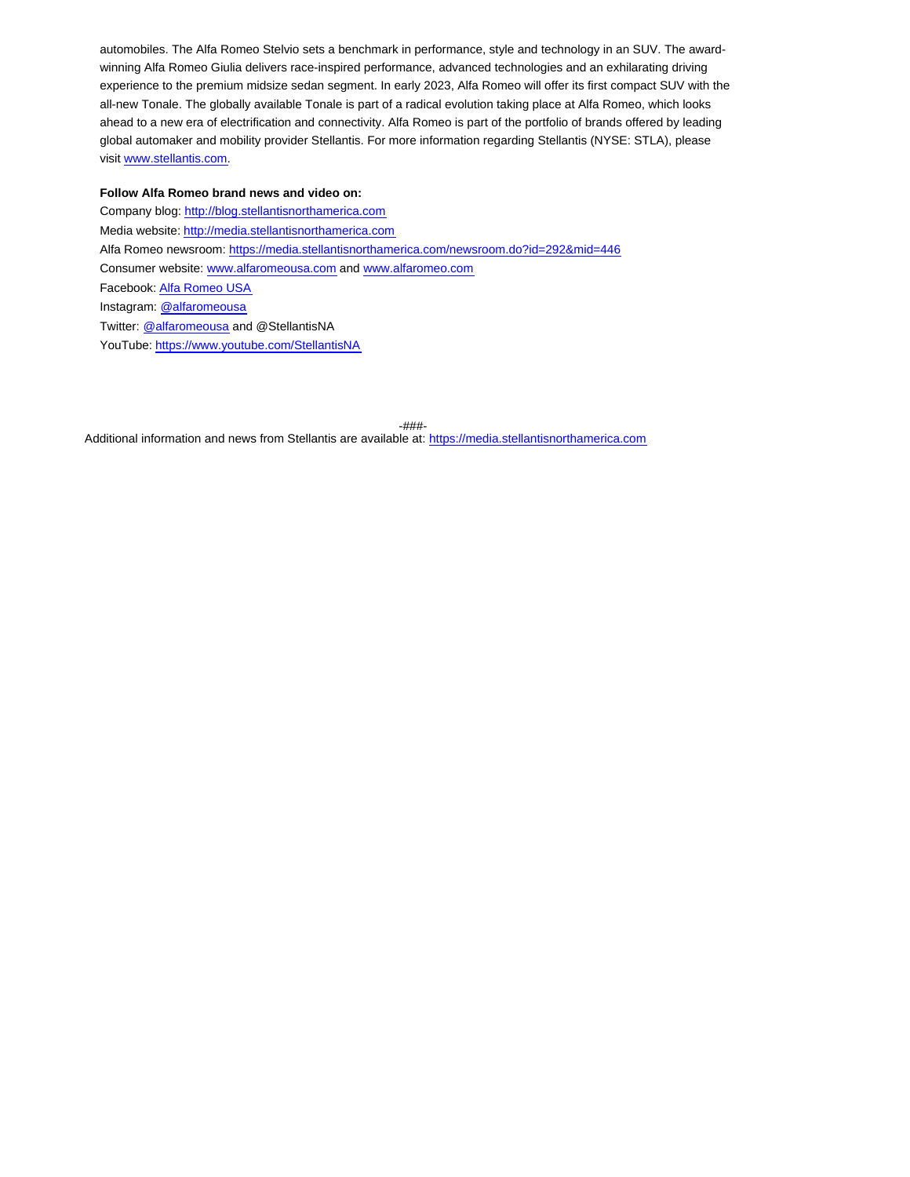automobiles. The Alfa Romeo Stelvio sets a benchmark in performance, style and technology in an SUV. The award-winning Alfa Romeo Giulia delivers race-inspired performance, advanced technologies and an exhilarating driving experience to the premium midsize sedan segment. In early 2023, Alfa Romeo will offer its first compact SUV with the all-new Tonale. The globally available Tonale is part of a radical evolution taking place at Alfa Romeo, which looks ahead to a new era of electrification and connectivity. Alfa Romeo is part of the portfolio of brands offered by leading global automaker and mobility provider Stellantis. For more information regarding Stellantis (NYSE: STLA), please visit [www.stellantis.com](www.stellantis.com).

**Follow Alfa Romeo brand news and video on:**

Company blog: http://blog.stellantisnorthamerica.com
Media website: http://media.stellantisnorthamerica.com
Alfa Romeo newsroom: https://media.stellantisnorthamerica.com/newsroom.do?id=292&mid=446
Consumer website: www.alfaromeousa.com and www.alfaromeo.com
Facebook: Alfa Romeo USA
Instagram: @alfaromeousa
Twitter: @alfaromeousa and @StellantisNA
YouTube: https://www.youtube.com/StellantisNA

-###-

Additional information and news from Stellantis are available at: https://media.stellantisnorthamerica.com